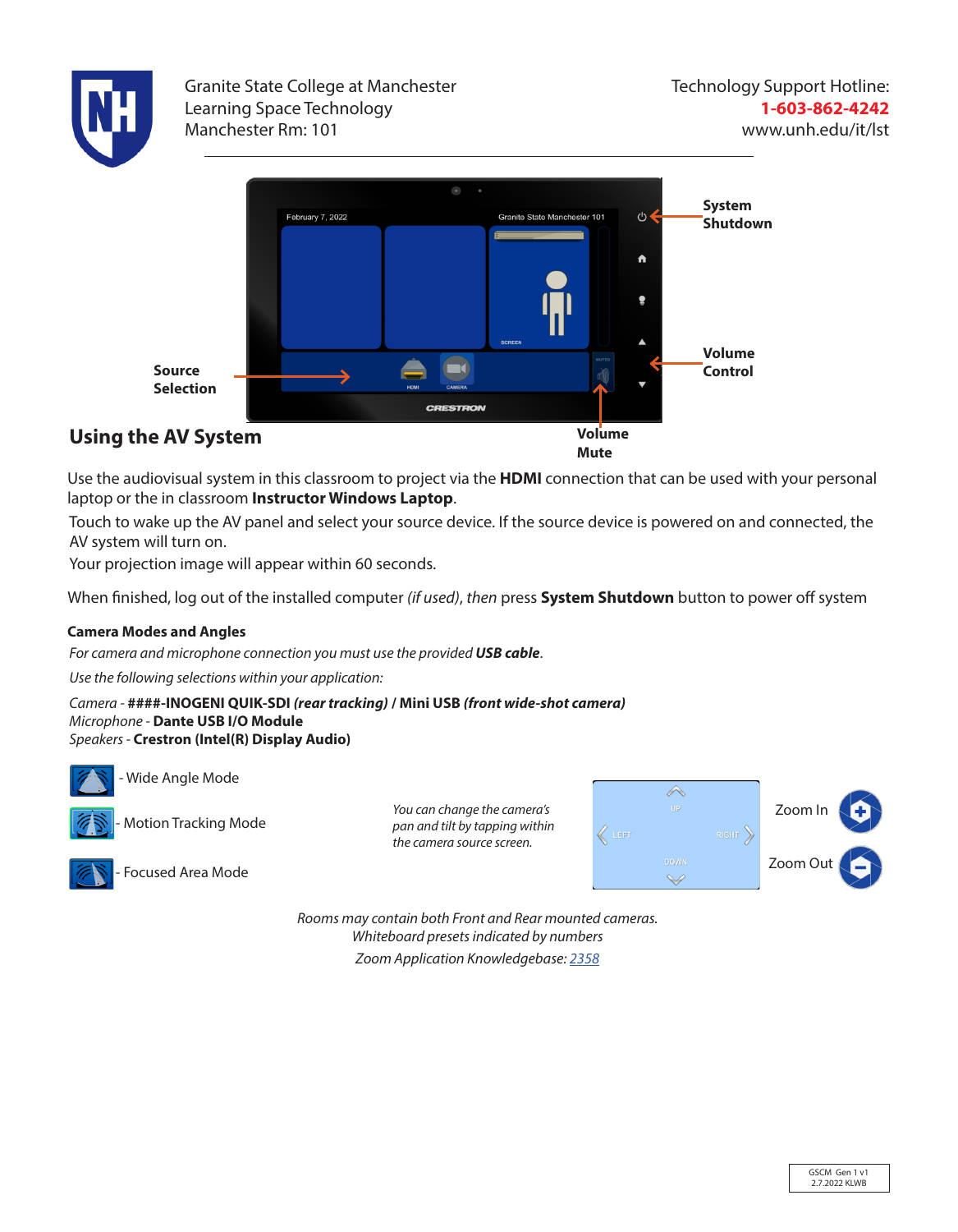Granite State College at Manchester
Learning Space Technology
Manchester Rm: 101

Technology Support Hotline:
**1-603-862-4242**
www.unh.edu/it/lst

System Shutdown

Volume Control

Source Selection

Volume Mute

## Using the AV System

Use the audiovisual system in this classroom to project via the **HDMI** connection that can be used with your personal laptop or the in classroom **Instructor Windows Laptop**.

Touch to wake up the AV panel and select your source device. If the source device is powered on and connected, the AV system will turn on.

Your projection image will appear within 60 seconds.

When finished, log out of the installed computer *(if used)*, *then* press **System Shutdown** button to power off system

### Camera Modes and Angles

*For camera and microphone connection you must use the provided* ***USB cable****.*

*Use the following selections within your application:*

*Camera* - **####-INOGENI QUIK-SDI *(rear tracking)* / Mini USB *(front wide-shot camera)***
*Microphone* - **Dante USB I/O Module**
*Speakers* - **Crestron (Intel(R) Display Audio)**

- Wide Angle Mode
- Motion Tracking Mode
- Focused Area Mode

*You can change the camera's pan and tilt by tapping within the camera source screen.*

Zoom In

Zoom Out

*Rooms may contain both Front and Rear mounted cameras.*
*Whiteboard presets indicated by numbers*
*Zoom Application Knowledgebase:* 2358

GSCM Gen 1 v1
2.7.2022 KLWB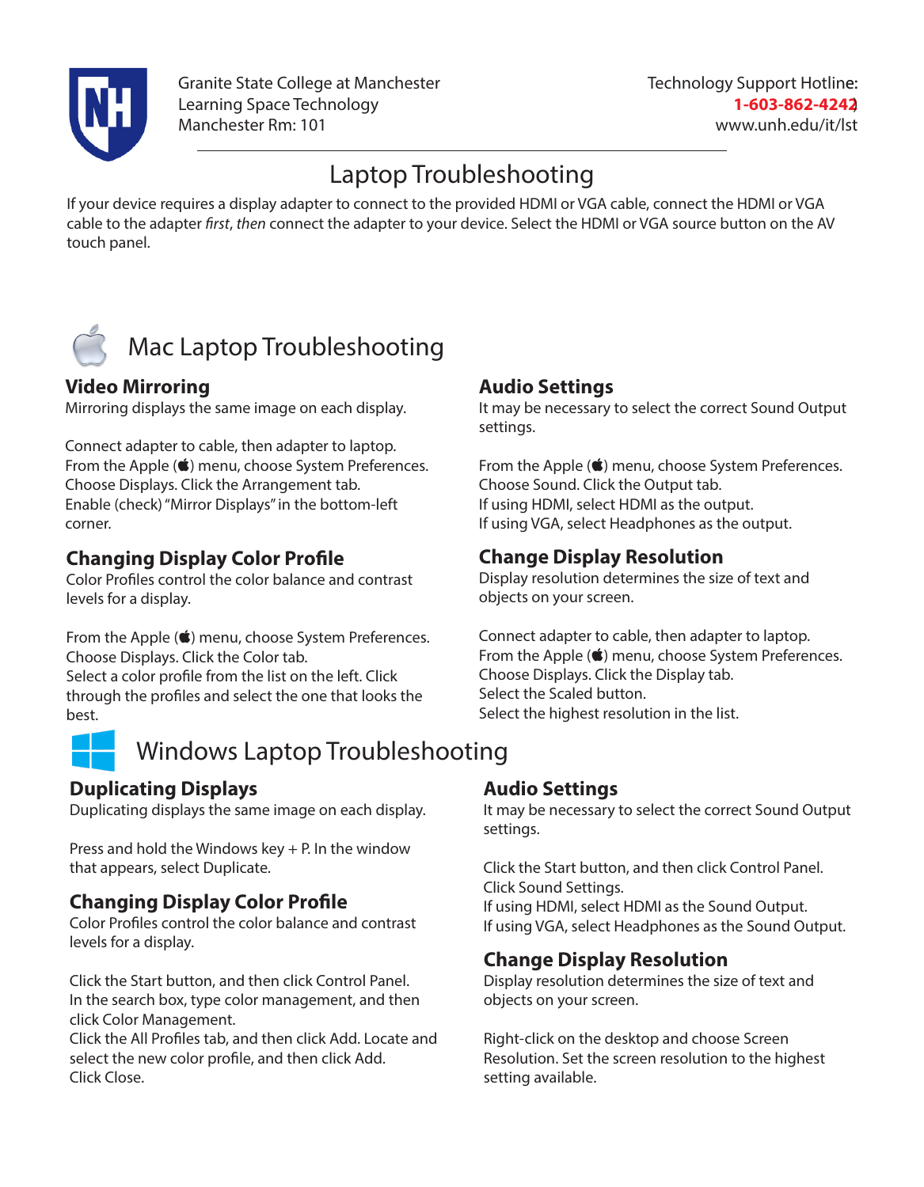Granite State College at Manchester
Learning Space Technology
Manchester Rm: 101

Technology Support Hotline:
**1-603-862-4242**
www.unh.edu/it/lst

# Laptop Troubleshooting

If your device requires a display adapter to connect to the provided HDMI or VGA cable, connect the HDMI or VGA cable to the adapter *first*, *then* connect the adapter to your device. Select the HDMI or VGA source button on the AV touch panel.

## Mac Laptop Troubleshooting

### Video Mirroring

Mirroring displays the same image on each display.

Connect adapter to cable, then adapter to laptop.
From the Apple () menu, choose System Preferences.
Choose Displays. Click the Arrangement tab.
Enable (check) "Mirror Displays" in the bottom-left corner.

### Changing Display Color Profile

Color Profiles control the color balance and contrast levels for a display.

From the Apple () menu, choose System Preferences.
Choose Displays. Click the Color tab.
Select a color profile from the list on the left. Click through the profiles and select the one that looks the best.

### Audio Settings

It may be necessary to select the correct Sound Output settings.

From the Apple () menu, choose System Preferences.
Choose Sound. Click the Output tab.
If using HDMI, select HDMI as the output.
If using VGA, select Headphones as the output.

### Change Display Resolution

Display resolution determines the size of text and objects on your screen.

Connect adapter to cable, then adapter to laptop.
From the Apple () menu, choose System Preferences.
Choose Displays. Click the Display tab.
Select the Scaled button.
Select the highest resolution in the list.

## Windows Laptop Troubleshooting

### Duplicating Displays

Duplicating displays the same image on each display.

Press and hold the Windows key + P. In the window that appears, select Duplicate.

### Changing Display Color Profile

Color Profiles control the color balance and contrast levels for a display.

Click the Start button, and then click Control Panel.
In the search box, type color management, and then click Color Management.
Click the All Profiles tab, and then click Add. Locate and select the new color profile, and then click Add.
Click Close.

### Audio Settings

It may be necessary to select the correct Sound Output settings.

Click the Start button, and then click Control Panel.
Click Sound Settings.
If using HDMI, select HDMI as the Sound Output.
If using VGA, select Headphones as the Sound Output.

### Change Display Resolution

Display resolution determines the size of text and objects on your screen.

Right-click on the desktop and choose Screen Resolution. Set the screen resolution to the highest setting available.